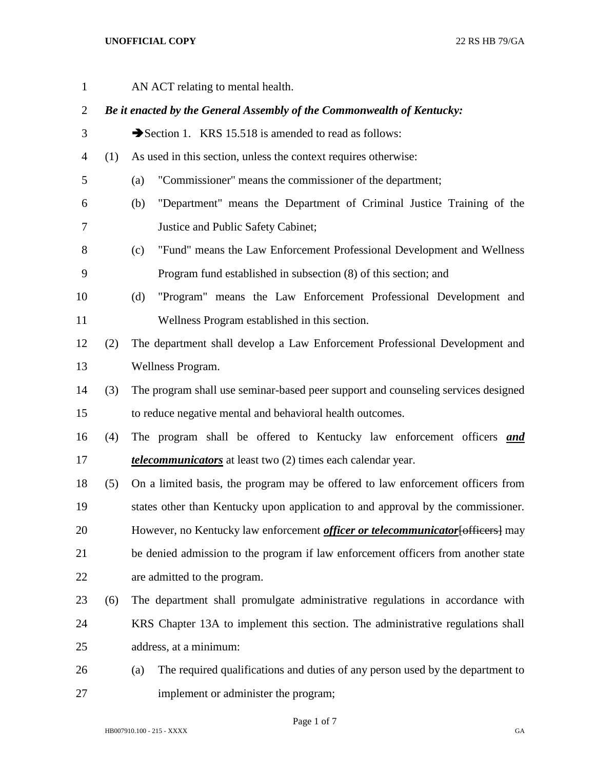AN ACT relating to mental health.

***Be it enacted by the General Assembly of the Commonwealth of Kentucky:***

➔Section 1. KRS 15.518 is amended to read as follows:

(1) As used in this section, unless the context requires otherwise:

(a) "Commissioner" means the commissioner of the department;

(b) "Department" means the Department of Criminal Justice Training of the Justice and Public Safety Cabinet;

(c) "Fund" means the Law Enforcement Professional Development and Wellness Program fund established in subsection (8) of this section; and

(d) "Program" means the Law Enforcement Professional Development and Wellness Program established in this section.

(2) The department shall develop a Law Enforcement Professional Development and Wellness Program.

(3) The program shall use seminar-based peer support and counseling services designed to reduce negative mental and behavioral health outcomes.

(4) The program shall be offered to Kentucky law enforcement officers ***and telecommunicators*** at least two (2) times each calendar year.

(5) On a limited basis, the program may be offered to law enforcement officers from states other than Kentucky upon application to and approval by the commissioner. However, no Kentucky law enforcement ***officer or telecommunicator***~~[officers]~~ may be denied admission to the program if law enforcement officers from another state are admitted to the program.

(6) The department shall promulgate administrative regulations in accordance with KRS Chapter 13A to implement this section. The administrative regulations shall address, at a minimum:

(a) The required qualifications and duties of any person used by the department to implement or administer the program;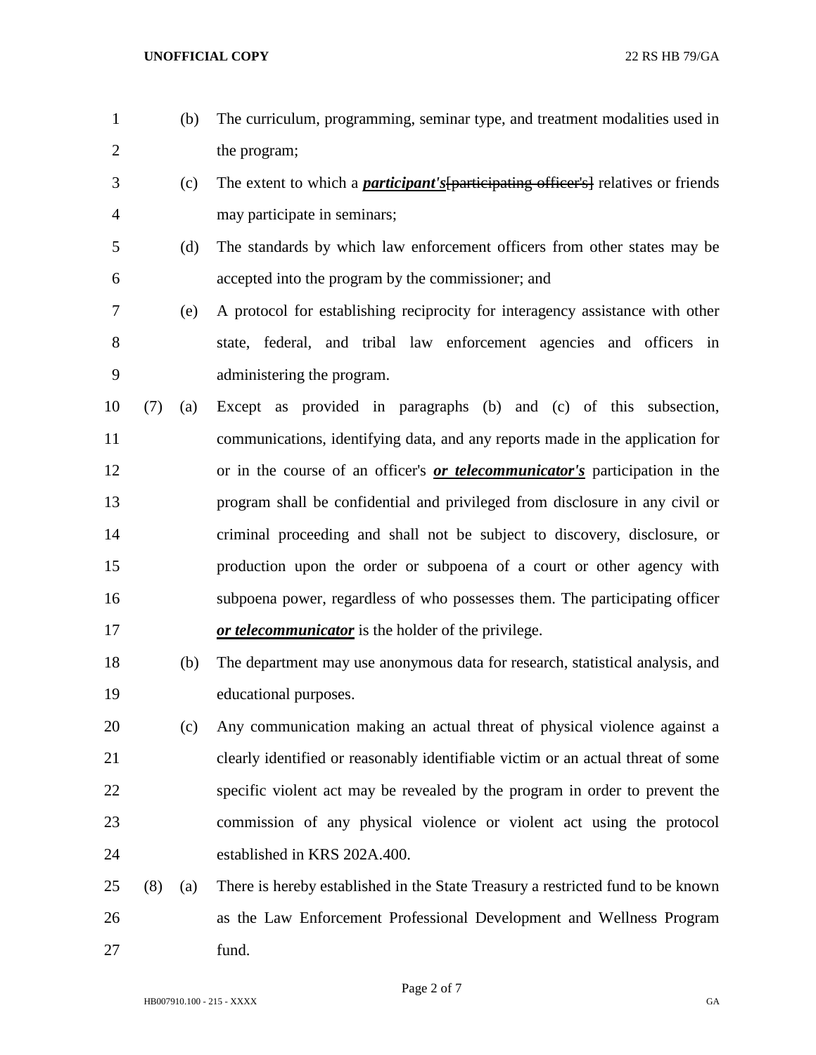(b) The curriculum, programming, seminar type, and treatment modalities used in the program;

(c) The extent to which a ***participant's***~~[participating officer's]~~ relatives or friends may participate in seminars;

(d) The standards by which law enforcement officers from other states may be accepted into the program by the commissioner; and

(e) A protocol for establishing reciprocity for interagency assistance with other state, federal, and tribal law enforcement agencies and officers in administering the program.

(7) (a) Except as provided in paragraphs (b) and (c) of this subsection, communications, identifying data, and any reports made in the application for or in the course of an officer's ***or telecommunicator's*** participation in the program shall be confidential and privileged from disclosure in any civil or criminal proceeding and shall not be subject to discovery, disclosure, or production upon the order or subpoena of a court or other agency with subpoena power, regardless of who possesses them. The participating officer ***or telecommunicator*** is the holder of the privilege.

(b) The department may use anonymous data for research, statistical analysis, and educational purposes.

(c) Any communication making an actual threat of physical violence against a clearly identified or reasonably identifiable victim or an actual threat of some specific violent act may be revealed by the program in order to prevent the commission of any physical violence or violent act using the protocol established in KRS 202A.400.

(8) (a) There is hereby established in the State Treasury a restricted fund to be known as the Law Enforcement Professional Development and Wellness Program fund.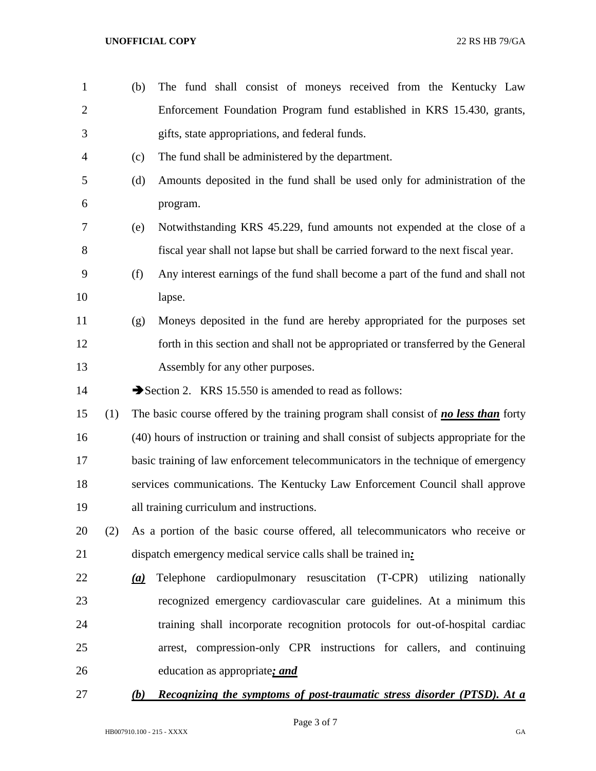(b) The fund shall consist of moneys received from the Kentucky Law Enforcement Foundation Program fund established in KRS 15.430, grants, gifts, state appropriations, and federal funds.

(c) The fund shall be administered by the department.

(d) Amounts deposited in the fund shall be used only for administration of the program.

(e) Notwithstanding KRS 45.229, fund amounts not expended at the close of a fiscal year shall not lapse but shall be carried forward to the next fiscal year.

(f) Any interest earnings of the fund shall become a part of the fund and shall not lapse.

(g) Moneys deposited in the fund are hereby appropriated for the purposes set forth in this section and shall not be appropriated or transferred by the General Assembly for any other purposes.

➔Section 2. KRS 15.550 is amended to read as follows:

(1) The basic course offered by the training program shall consist of ***no less than*** forty (40) hours of instruction or training and shall consist of subjects appropriate for the basic training of law enforcement telecommunicators in the technique of emergency services communications. The Kentucky Law Enforcement Council shall approve all training curriculum and instructions.

(2) As a portion of the basic course offered, all telecommunicators who receive or dispatch emergency medical service calls shall be trained in***:***

***(a)*** Telephone cardiopulmonary resuscitation (T-CPR) utilizing nationally recognized emergency cardiovascular care guidelines. At a minimum this training shall incorporate recognition protocols for out-of-hospital cardiac arrest, compression-only CPR instructions for callers, and continuing education as appropriate***; and***

***(b) Recognizing the symptoms of post-traumatic stress disorder (PTSD). At a***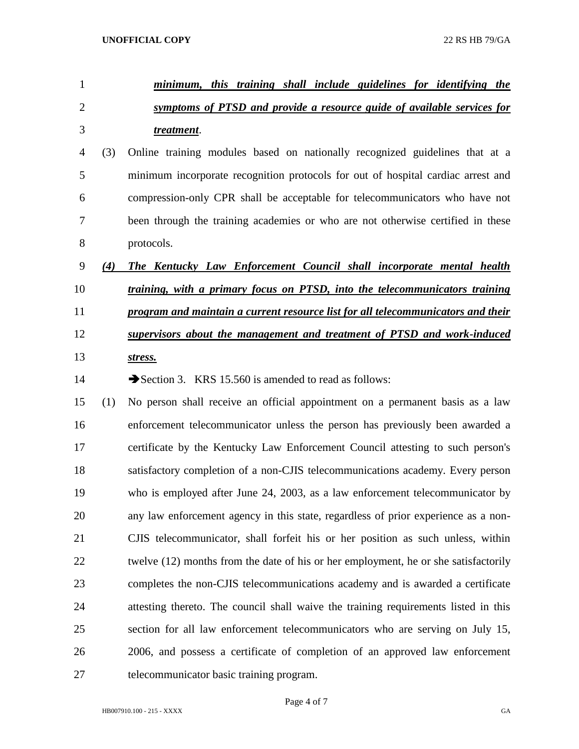***minimum, this training shall include guidelines for identifying the symptoms of PTSD and provide a resource guide of available services for treatment***.

(3) Online training modules based on nationally recognized guidelines that at a minimum incorporate recognition protocols for out of hospital cardiac arrest and compression-only CPR shall be acceptable for telecommunicators who have not been through the training academies or who are not otherwise certified in these protocols.

***(4) The Kentucky Law Enforcement Council shall incorporate mental health training, with a primary focus on PTSD, into the telecommunicators training program and maintain a current resource list for all telecommunicators and their supervisors about the management and treatment of PTSD and work-induced stress.***

➔Section 3. KRS 15.560 is amended to read as follows:

(1) No person shall receive an official appointment on a permanent basis as a law enforcement telecommunicator unless the person has previously been awarded a certificate by the Kentucky Law Enforcement Council attesting to such person's satisfactory completion of a non-CJIS telecommunications academy. Every person who is employed after June 24, 2003, as a law enforcement telecommunicator by any law enforcement agency in this state, regardless of prior experience as a non-CJIS telecommunicator, shall forfeit his or her position as such unless, within twelve (12) months from the date of his or her employment, he or she satisfactorily completes the non-CJIS telecommunications academy and is awarded a certificate attesting thereto. The council shall waive the training requirements listed in this section for all law enforcement telecommunicators who are serving on July 15, 2006, and possess a certificate of completion of an approved law enforcement telecommunicator basic training program.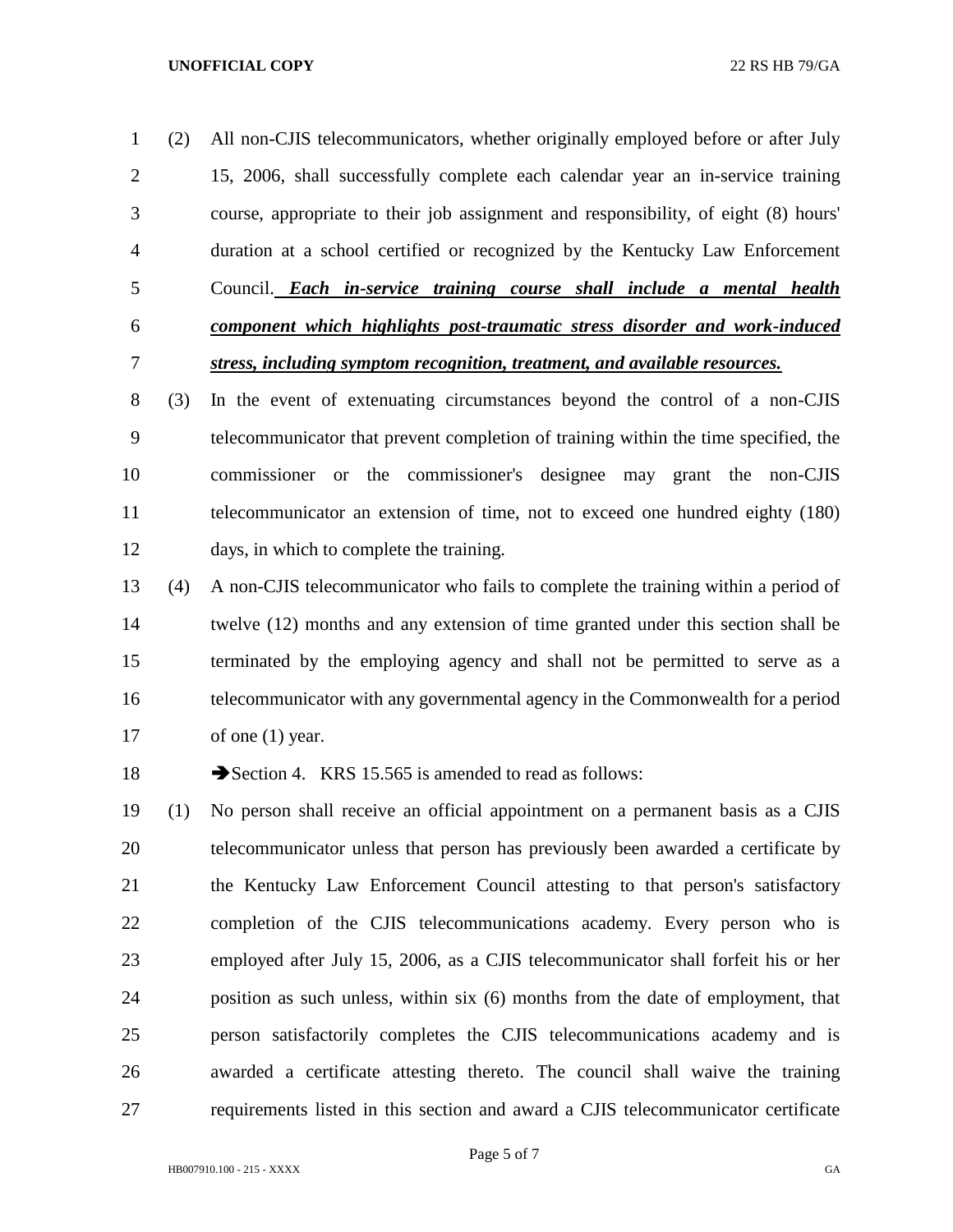(2) All non-CJIS telecommunicators, whether originally employed before or after July 15, 2006, shall successfully complete each calendar year an in-service training course, appropriate to their job assignment and responsibility, of eight (8) hours' duration at a school certified or recognized by the Kentucky Law Enforcement Council. ***Each in-service training course shall include a mental health component which highlights post-traumatic stress disorder and work-induced stress, including symptom recognition, treatment, and available resources.***

(3) In the event of extenuating circumstances beyond the control of a non-CJIS telecommunicator that prevent completion of training within the time specified, the commissioner or the commissioner's designee may grant the non-CJIS telecommunicator an extension of time, not to exceed one hundred eighty (180) days, in which to complete the training.

(4) A non-CJIS telecommunicator who fails to complete the training within a period of twelve (12) months and any extension of time granted under this section shall be terminated by the employing agency and shall not be permitted to serve as a telecommunicator with any governmental agency in the Commonwealth for a period of one (1) year.

➔Section 4. KRS 15.565 is amended to read as follows:

(1) No person shall receive an official appointment on a permanent basis as a CJIS telecommunicator unless that person has previously been awarded a certificate by the Kentucky Law Enforcement Council attesting to that person's satisfactory completion of the CJIS telecommunications academy. Every person who is employed after July 15, 2006, as a CJIS telecommunicator shall forfeit his or her position as such unless, within six (6) months from the date of employment, that person satisfactorily completes the CJIS telecommunications academy and is awarded a certificate attesting thereto. The council shall waive the training requirements listed in this section and award a CJIS telecommunicator certificate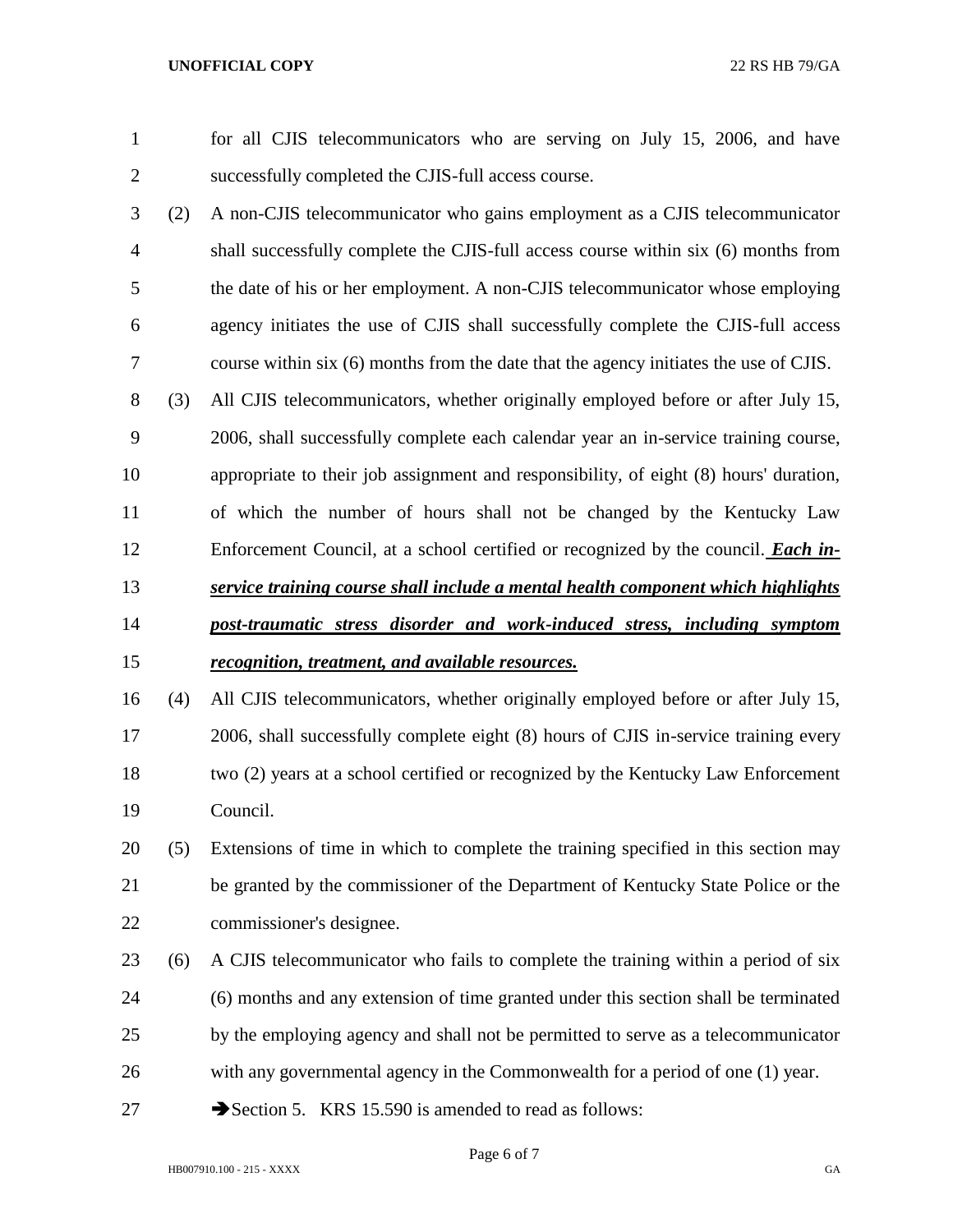for all CJIS telecommunicators who are serving on July 15, 2006, and have successfully completed the CJIS-full access course.

(2) A non-CJIS telecommunicator who gains employment as a CJIS telecommunicator shall successfully complete the CJIS-full access course within six (6) months from the date of his or her employment. A non-CJIS telecommunicator whose employing agency initiates the use of CJIS shall successfully complete the CJIS-full access course within six (6) months from the date that the agency initiates the use of CJIS.

(3) All CJIS telecommunicators, whether originally employed before or after July 15, 2006, shall successfully complete each calendar year an in-service training course, appropriate to their job assignment and responsibility, of eight (8) hours' duration, of which the number of hours shall not be changed by the Kentucky Law Enforcement Council, at a school certified or recognized by the council. ***Each in-service training course shall include a mental health component which highlights post-traumatic stress disorder and work-induced stress, including symptom recognition, treatment, and available resources.***

(4) All CJIS telecommunicators, whether originally employed before or after July 15, 2006, shall successfully complete eight (8) hours of CJIS in-service training every two (2) years at a school certified or recognized by the Kentucky Law Enforcement Council.

(5) Extensions of time in which to complete the training specified in this section may be granted by the commissioner of the Department of Kentucky State Police or the commissioner's designee.

(6) A CJIS telecommunicator who fails to complete the training within a period of six (6) months and any extension of time granted under this section shall be terminated by the employing agency and shall not be permitted to serve as a telecommunicator with any governmental agency in the Commonwealth for a period of one (1) year.

➔Section 5. KRS 15.590 is amended to read as follows: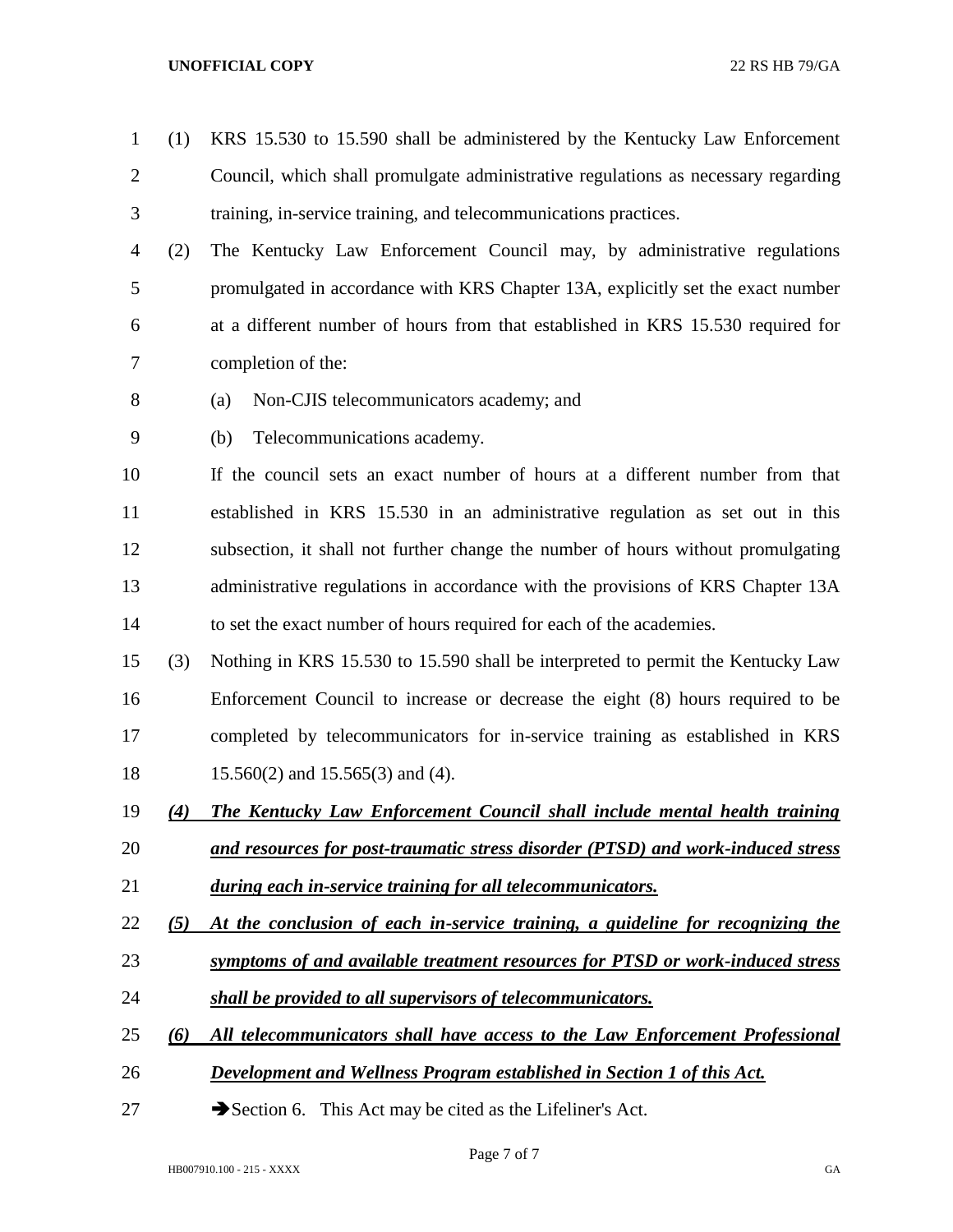(1) KRS 15.530 to 15.590 shall be administered by the Kentucky Law Enforcement Council, which shall promulgate administrative regulations as necessary regarding training, in-service training, and telecommunications practices.

(2) The Kentucky Law Enforcement Council may, by administrative regulations promulgated in accordance with KRS Chapter 13A, explicitly set the exact number at a different number of hours from that established in KRS 15.530 required for completion of the:

(a) Non-CJIS telecommunicators academy; and

(b) Telecommunications academy.

If the council sets an exact number of hours at a different number from that established in KRS 15.530 in an administrative regulation as set out in this subsection, it shall not further change the number of hours without promulgating administrative regulations in accordance with the provisions of KRS Chapter 13A to set the exact number of hours required for each of the academies.

(3) Nothing in KRS 15.530 to 15.590 shall be interpreted to permit the Kentucky Law Enforcement Council to increase or decrease the eight (8) hours required to be completed by telecommunicators for in-service training as established in KRS 15.560(2) and 15.565(3) and (4).

***(4) The Kentucky Law Enforcement Council shall include mental health training and resources for post-traumatic stress disorder (PTSD) and work-induced stress during each in-service training for all telecommunicators.***

***(5) At the conclusion of each in-service training, a guideline for recognizing the symptoms of and available treatment resources for PTSD or work-induced stress shall be provided to all supervisors of telecommunicators.***

***(6) All telecommunicators shall have access to the Law Enforcement Professional Development and Wellness Program established in Section 1 of this Act.***

➔Section 6. This Act may be cited as the Lifeliner's Act.